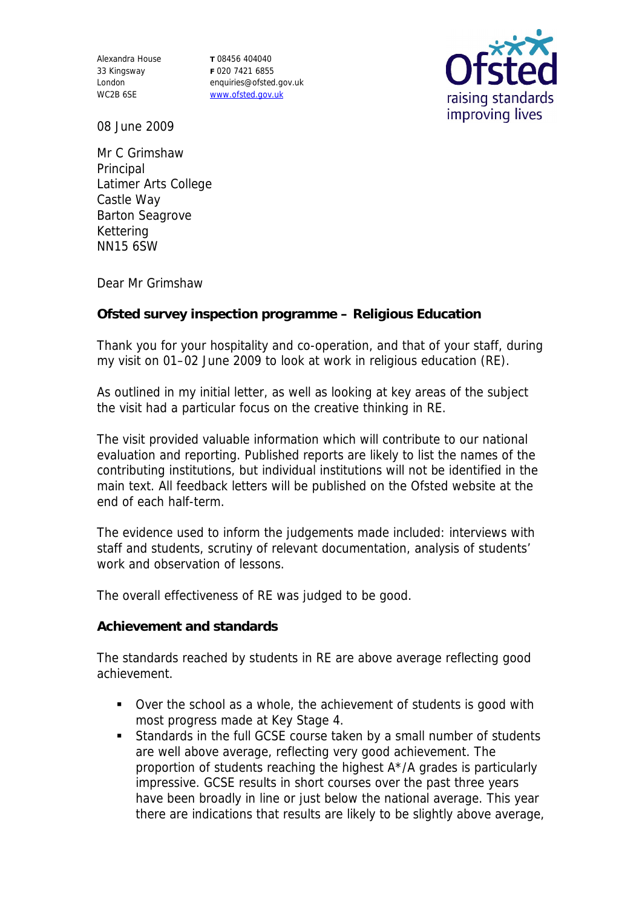Alexandra House
33 Kingsway
London
WC2B 6SE

T 08456 404040
F 020 7421 6855
enquiries@ofsted.gov.uk
www.ofsted.gov.uk

Ofsted
raising standards
improving lives

08 June 2009

Mr C Grimshaw
Principal
Latimer Arts College
Castle Way
Barton Seagrove
Kettering
NN15 6SW

Dear Mr Grimshaw

**Ofsted survey inspection programme – Religious Education**

Thank you for your hospitality and co-operation, and that of your staff, during my visit on 01–02 June 2009 to look at work in religious education (RE).

As outlined in my initial letter, as well as looking at key areas of the subject the visit had a particular focus on the creative thinking in RE.

The visit provided valuable information which will contribute to our national evaluation and reporting. Published reports are likely to list the names of the contributing institutions, but individual institutions will not be identified in the main text. All feedback letters will be published on the Ofsted website at the end of each half-term.

The evidence used to inform the judgements made included: interviews with staff and students, scrutiny of relevant documentation, analysis of students' work and observation of lessons.

The overall effectiveness of RE was judged to be good.

**Achievement and standards**

The standards reached by students in RE are above average reflecting good achievement.

- Over the school as a whole, the achievement of students is good with most progress made at Key Stage 4.
- Standards in the full GCSE course taken by a small number of students are well above average, reflecting very good achievement. The proportion of students reaching the highest A*/A grades is particularly impressive. GCSE results in short courses over the past three years have been broadly in line or just below the national average. This year there are indications that results are likely to be slightly above average,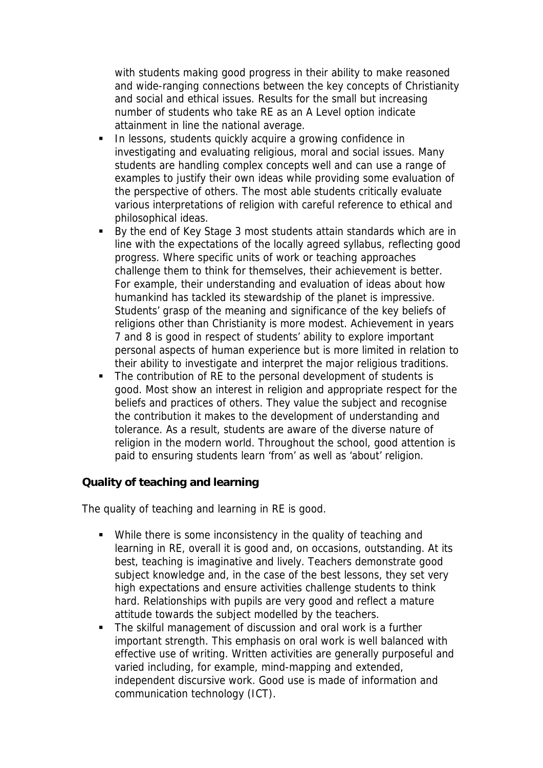with students making good progress in their ability to make reasoned and wide-ranging connections between the key concepts of Christianity and social and ethical issues. Results for the small but increasing number of students who take RE as an A Level option indicate attainment in line the national average.

- In lessons, students quickly acquire a growing confidence in investigating and evaluating religious, moral and social issues. Many students are handling complex concepts well and can use a range of examples to justify their own ideas while providing some evaluation of the perspective of others. The most able students critically evaluate various interpretations of religion with careful reference to ethical and philosophical ideas.
- By the end of Key Stage 3 most students attain standards which are in line with the expectations of the locally agreed syllabus, reflecting good progress. Where specific units of work or teaching approaches challenge them to think for themselves, their achievement is better. For example, their understanding and evaluation of ideas about how humankind has tackled its stewardship of the planet is impressive. Students' grasp of the meaning and significance of the key beliefs of religions other than Christianity is more modest. Achievement in years 7 and 8 is good in respect of students' ability to explore important personal aspects of human experience but is more limited in relation to their ability to investigate and interpret the major religious traditions.
- The contribution of RE to the personal development of students is good. Most show an interest in religion and appropriate respect for the beliefs and practices of others. They value the subject and recognise the contribution it makes to the development of understanding and tolerance. As a result, students are aware of the diverse nature of religion in the modern world. Throughout the school, good attention is paid to ensuring students learn 'from' as well as 'about' religion.

**Quality of teaching and learning**

The quality of teaching and learning in RE is good.

- While there is some inconsistency in the quality of teaching and learning in RE, overall it is good and, on occasions, outstanding. At its best, teaching is imaginative and lively. Teachers demonstrate good subject knowledge and, in the case of the best lessons, they set very high expectations and ensure activities challenge students to think hard. Relationships with pupils are very good and reflect a mature attitude towards the subject modelled by the teachers.
- The skilful management of discussion and oral work is a further important strength. This emphasis on oral work is well balanced with effective use of writing. Written activities are generally purposeful and varied including, for example, mind-mapping and extended, independent discursive work. Good use is made of information and communication technology (ICT).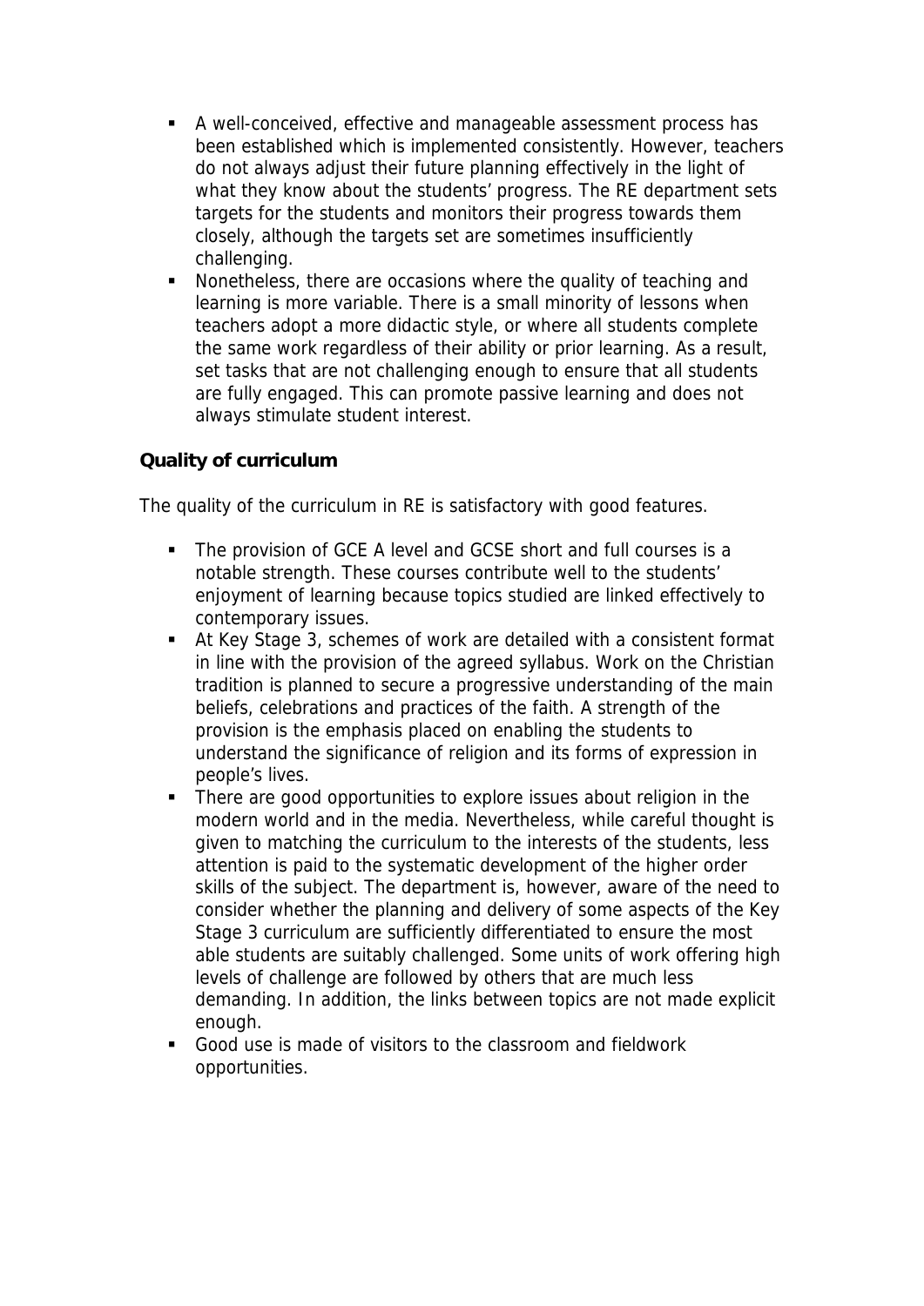- A well-conceived, effective and manageable assessment process has been established which is implemented consistently. However, teachers do not always adjust their future planning effectively in the light of what they know about the students' progress. The RE department sets targets for the students and monitors their progress towards them closely, although the targets set are sometimes insufficiently challenging.
- Nonetheless, there are occasions where the quality of teaching and learning is more variable. There is a small minority of lessons when teachers adopt a more didactic style, or where all students complete the same work regardless of their ability or prior learning. As a result, set tasks that are not challenging enough to ensure that all students are fully engaged. This can promote passive learning and does not always stimulate student interest.

**Quality of curriculum**

The quality of the curriculum in RE is satisfactory with good features.

- The provision of GCE A level and GCSE short and full courses is a notable strength. These courses contribute well to the students' enjoyment of learning because topics studied are linked effectively to contemporary issues.
- At Key Stage 3, schemes of work are detailed with a consistent format in line with the provision of the agreed syllabus. Work on the Christian tradition is planned to secure a progressive understanding of the main beliefs, celebrations and practices of the faith. A strength of the provision is the emphasis placed on enabling the students to understand the significance of religion and its forms of expression in people's lives.
- There are good opportunities to explore issues about religion in the modern world and in the media. Nevertheless, while careful thought is given to matching the curriculum to the interests of the students, less attention is paid to the systematic development of the higher order skills of the subject. The department is, however, aware of the need to consider whether the planning and delivery of some aspects of the Key Stage 3 curriculum are sufficiently differentiated to ensure the most able students are suitably challenged. Some units of work offering high levels of challenge are followed by others that are much less demanding. In addition, the links between topics are not made explicit enough.
- Good use is made of visitors to the classroom and fieldwork opportunities.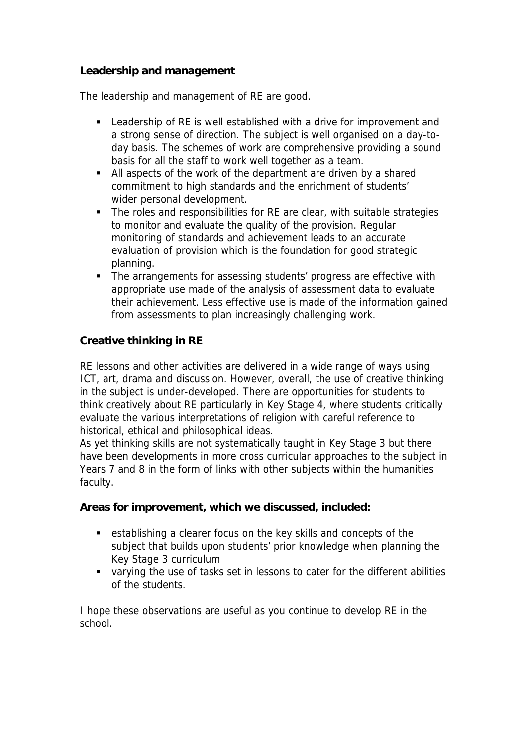**Leadership and management**

The leadership and management of RE are good.

- Leadership of RE is well established with a drive for improvement and a strong sense of direction. The subject is well organised on a day-to-day basis. The schemes of work are comprehensive providing a sound basis for all the staff to work well together as a team.
- All aspects of the work of the department are driven by a shared commitment to high standards and the enrichment of students' wider personal development.
- The roles and responsibilities for RE are clear, with suitable strategies to monitor and evaluate the quality of the provision. Regular monitoring of standards and achievement leads to an accurate evaluation of provision which is the foundation for good strategic planning.
- The arrangements for assessing students' progress are effective with appropriate use made of the analysis of assessment data to evaluate their achievement. Less effective use is made of the information gained from assessments to plan increasingly challenging work.

**Creative thinking in RE**

RE lessons and other activities are delivered in a wide range of ways using ICT, art, drama and discussion. However, overall, the use of creative thinking in the subject is under-developed. There are opportunities for students to think creatively about RE particularly in Key Stage 4, where students critically evaluate the various interpretations of religion with careful reference to historical, ethical and philosophical ideas.
As yet thinking skills are not systematically taught in Key Stage 3 but there have been developments in more cross curricular approaches to the subject in Years 7 and 8 in the form of links with other subjects within the humanities faculty.

**Areas for improvement, which we discussed, included:**

- establishing a clearer focus on the key skills and concepts of the subject that builds upon students' prior knowledge when planning the Key Stage 3 curriculum
- varying the use of tasks set in lessons to cater for the different abilities of the students.

I hope these observations are useful as you continue to develop RE in the school.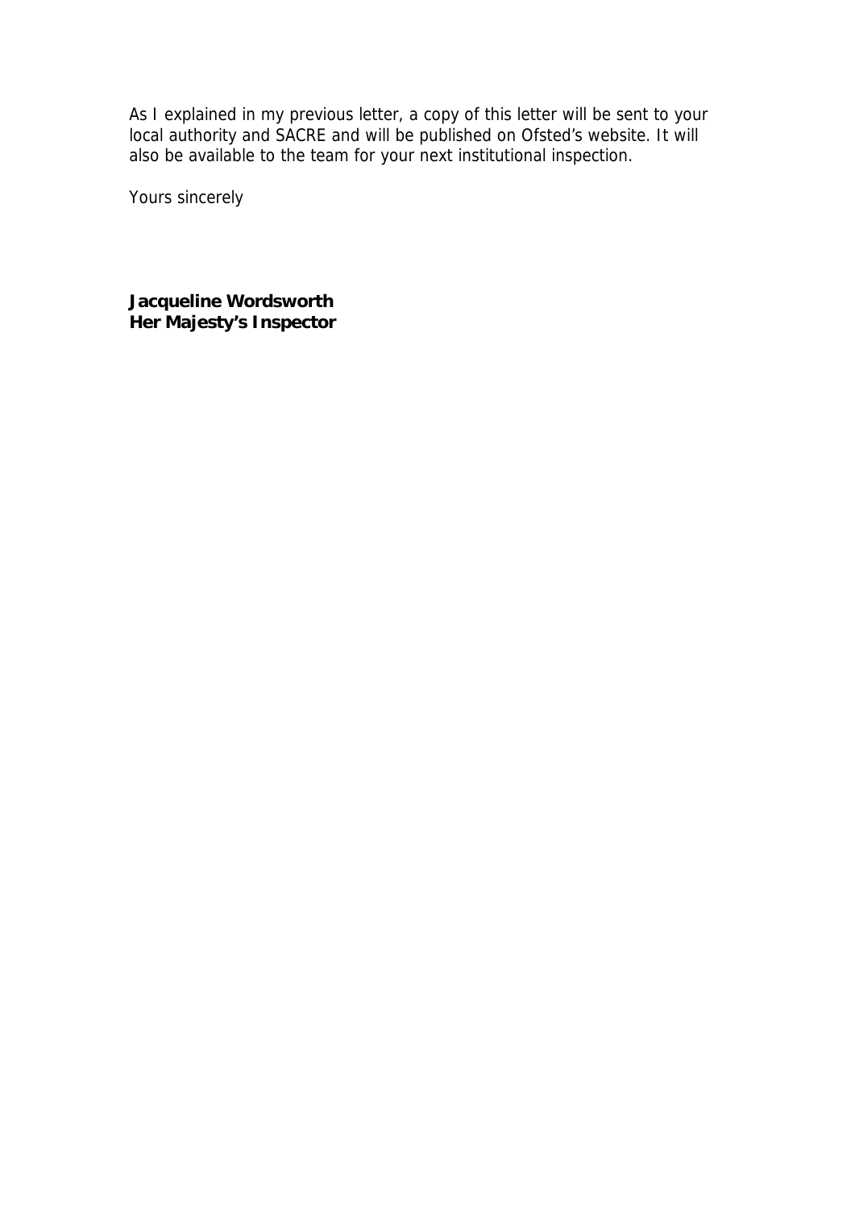As I explained in my previous letter, a copy of this letter will be sent to your local authority and SACRE and will be published on Ofsted's website. It will also be available to the team for your next institutional inspection.

Yours sincerely

**Jacqueline Wordsworth**
**Her Majesty's Inspector**